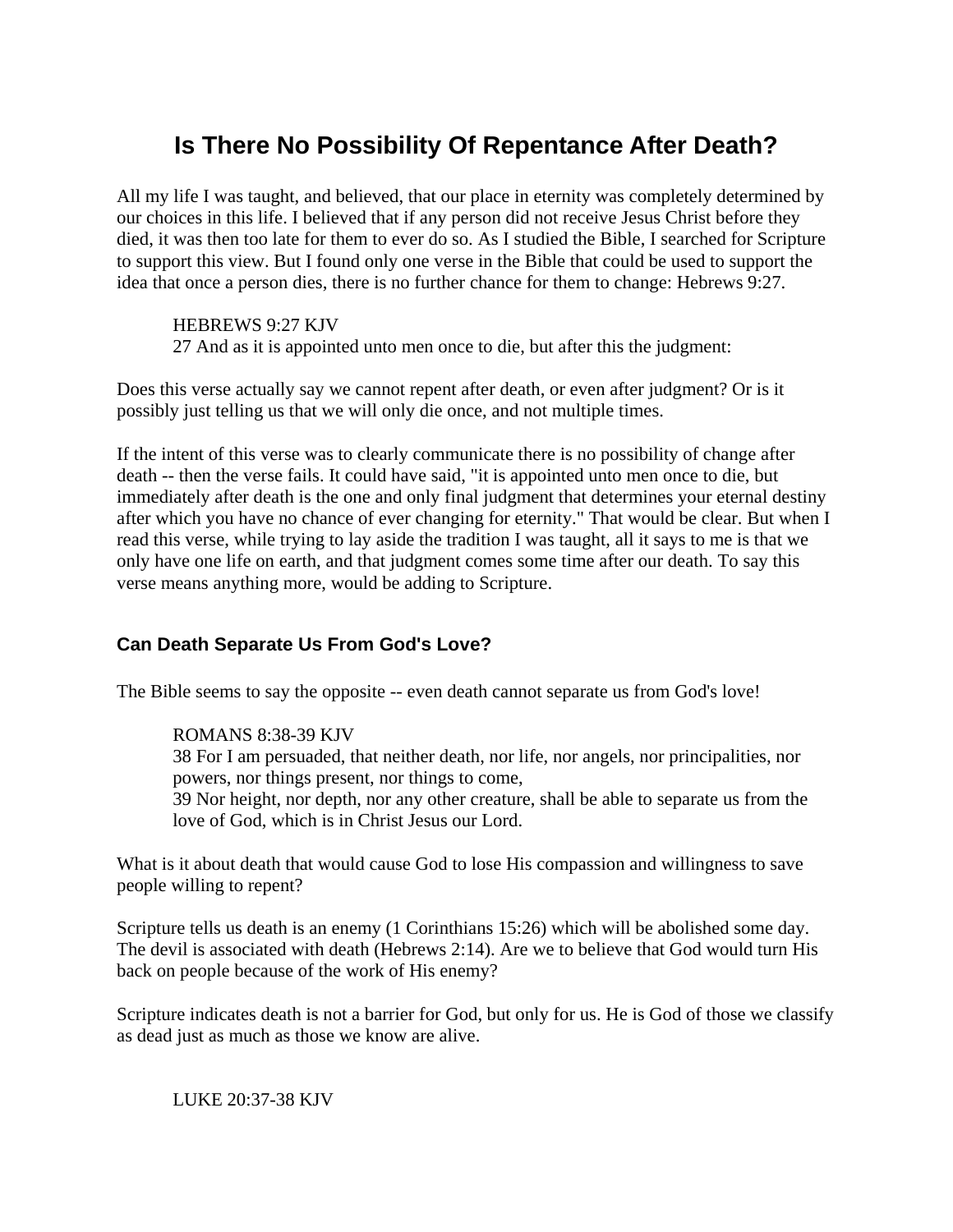# Is There No Possibility Of Repentance After Death?

All my life I was taught, and believed, that our place in eternity was completely determined by our choices in this life. I believed that if any person did not receive Jesus Christ before they died, it was then too late for them to ever do so. As I studied the Bible, I searched for Scripture to support this view. But I found only one verse in the Bible that could be used to support the idea that once a person dies, there is no further chance for them to change: Hebrews 9:27.

> HEBREWS 9:27 KJV
> 27 And as it is appointed unto men once to die, but after this the judgment:

Does this verse actually say we cannot repent after death, or even after judgment? Or is it possibly just telling us that we will only die once, and not multiple times.

If the intent of this verse was to clearly communicate there is no possibility of change after death -- then the verse fails. It could have said, "it is appointed unto men once to die, but immediately after death is the one and only final judgment that determines your eternal destiny after which you have no chance of ever changing for eternity." That would be clear. But when I read this verse, while trying to lay aside the tradition I was taught, all it says to me is that we only have one life on earth, and that judgment comes some time after our death. To say this verse means anything more, would be adding to Scripture.

## Can Death Separate Us From God's Love?

The Bible seems to say the opposite -- even death cannot separate us from God's love!

> ROMANS 8:38-39 KJV
> 38 For I am persuaded, that neither death, nor life, nor angels, nor principalities, nor powers, nor things present, nor things to come,
> 39 Nor height, nor depth, nor any other creature, shall be able to separate us from the love of God, which is in Christ Jesus our Lord.

What is it about death that would cause God to lose His compassion and willingness to save people willing to repent?

Scripture tells us death is an enemy (1 Corinthians 15:26) which will be abolished some day. The devil is associated with death (Hebrews 2:14). Are we to believe that God would turn His back on people because of the work of His enemy?

Scripture indicates death is not a barrier for God, but only for us. He is God of those we classify as dead just as much as those we know are alive.

> LUKE 20:37-38 KJV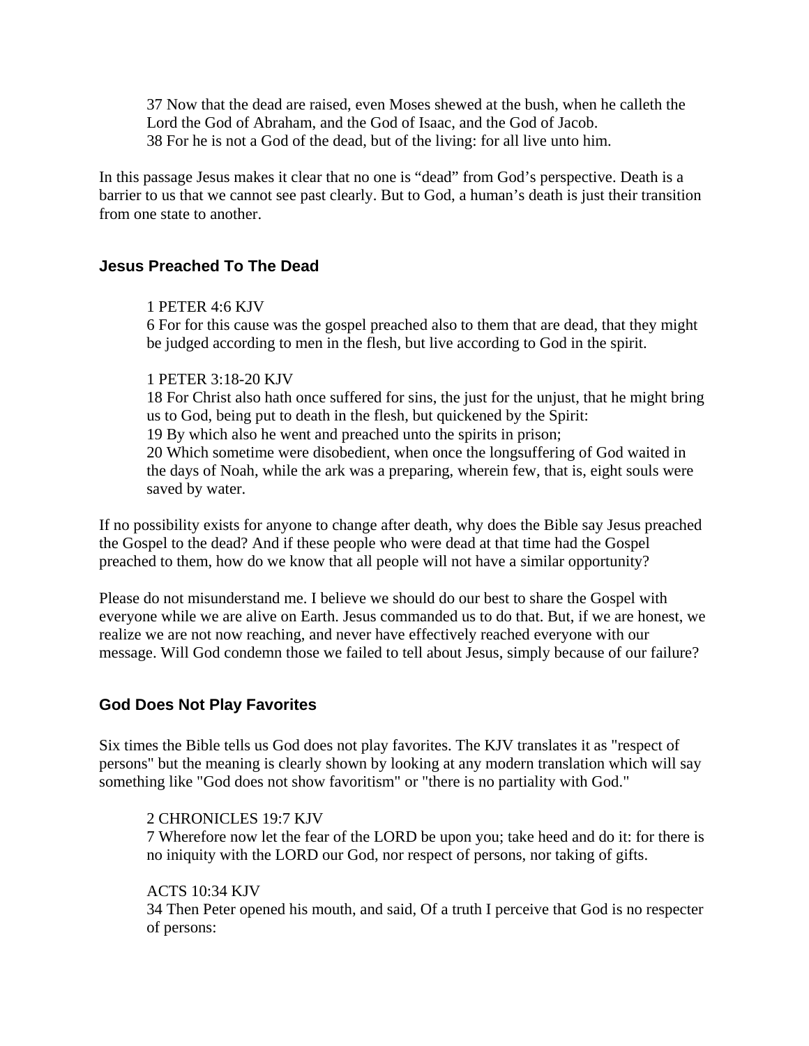37 Now that the dead are raised, even Moses shewed at the bush, when he calleth the Lord the God of Abraham, and the God of Isaac, and the God of Jacob.
38 For he is not a God of the dead, but of the living: for all live unto him.

In this passage Jesus makes it clear that no one is "dead" from God's perspective. Death is a barrier to us that we cannot see past clearly. But to God, a human's death is just their transition from one state to another.

### Jesus Preached To The Dead

1 PETER 4:6 KJV
6 For for this cause was the gospel preached also to them that are dead, that they might be judged according to men in the flesh, but live according to God in the spirit.

1 PETER 3:18-20 KJV
18 For Christ also hath once suffered for sins, the just for the unjust, that he might bring us to God, being put to death in the flesh, but quickened by the Spirit:
19 By which also he went and preached unto the spirits in prison;
20 Which sometime were disobedient, when once the longsuffering of God waited in the days of Noah, while the ark was a preparing, wherein few, that is, eight souls were saved by water.

If no possibility exists for anyone to change after death, why does the Bible say Jesus preached the Gospel to the dead? And if these people who were dead at that time had the Gospel preached to them, how do we know that all people will not have a similar opportunity?

Please do not misunderstand me. I believe we should do our best to share the Gospel with everyone while we are alive on Earth. Jesus commanded us to do that. But, if we are honest, we realize we are not now reaching, and never have effectively reached everyone with our message. Will God condemn those we failed to tell about Jesus, simply because of our failure?

### God Does Not Play Favorites

Six times the Bible tells us God does not play favorites. The KJV translates it as "respect of persons" but the meaning is clearly shown by looking at any modern translation which will say something like "God does not show favoritism" or "there is no partiality with God."

2 CHRONICLES 19:7 KJV
7 Wherefore now let the fear of the LORD be upon you; take heed and do it: for there is no iniquity with the LORD our God, nor respect of persons, nor taking of gifts.

ACTS 10:34 KJV
34 Then Peter opened his mouth, and said, Of a truth I perceive that God is no respecter of persons: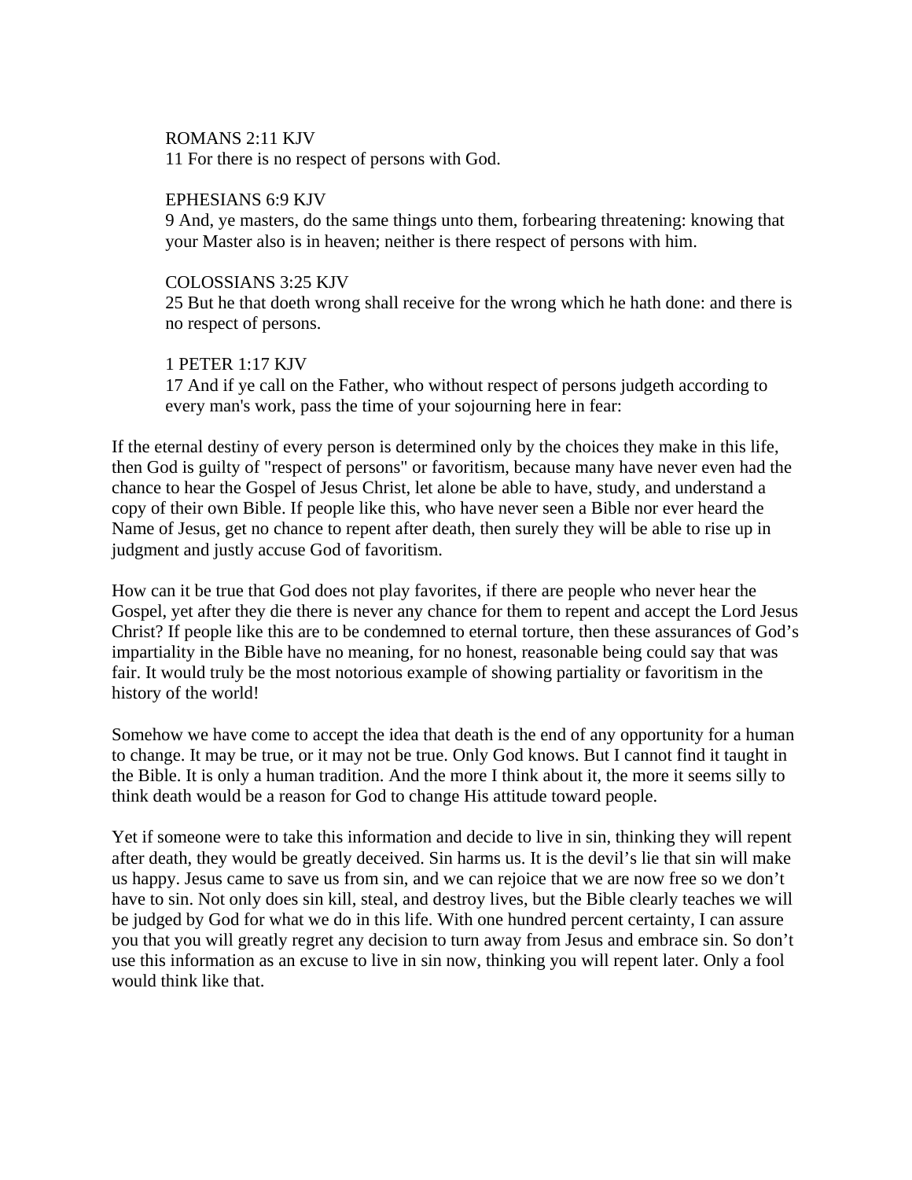ROMANS 2:11 KJV
11 For there is no respect of persons with God.

EPHESIANS 6:9 KJV
9 And, ye masters, do the same things unto them, forbearing threatening: knowing that your Master also is in heaven; neither is there respect of persons with him.

COLOSSIANS 3:25 KJV
25 But he that doeth wrong shall receive for the wrong which he hath done: and there is no respect of persons.

1 PETER 1:17 KJV
17 And if ye call on the Father, who without respect of persons judgeth according to every man's work, pass the time of your sojourning here in fear:

If the eternal destiny of every person is determined only by the choices they make in this life, then God is guilty of "respect of persons" or favoritism, because many have never even had the chance to hear the Gospel of Jesus Christ, let alone be able to have, study, and understand a copy of their own Bible. If people like this, who have never seen a Bible nor ever heard the Name of Jesus, get no chance to repent after death, then surely they will be able to rise up in judgment and justly accuse God of favoritism.

How can it be true that God does not play favorites, if there are people who never hear the Gospel, yet after they die there is never any chance for them to repent and accept the Lord Jesus Christ? If people like this are to be condemned to eternal torture, then these assurances of God's impartiality in the Bible have no meaning, for no honest, reasonable being could say that was fair. It would truly be the most notorious example of showing partiality or favoritism in the history of the world!

Somehow we have come to accept the idea that death is the end of any opportunity for a human to change. It may be true, or it may not be true. Only God knows. But I cannot find it taught in the Bible. It is only a human tradition. And the more I think about it, the more it seems silly to think death would be a reason for God to change His attitude toward people.

Yet if someone were to take this information and decide to live in sin, thinking they will repent after death, they would be greatly deceived. Sin harms us. It is the devil's lie that sin will make us happy. Jesus came to save us from sin, and we can rejoice that we are now free so we don't have to sin. Not only does sin kill, steal, and destroy lives, but the Bible clearly teaches we will be judged by God for what we do in this life. With one hundred percent certainty, I can assure you that you will greatly regret any decision to turn away from Jesus and embrace sin. So don't use this information as an excuse to live in sin now, thinking you will repent later. Only a fool would think like that.